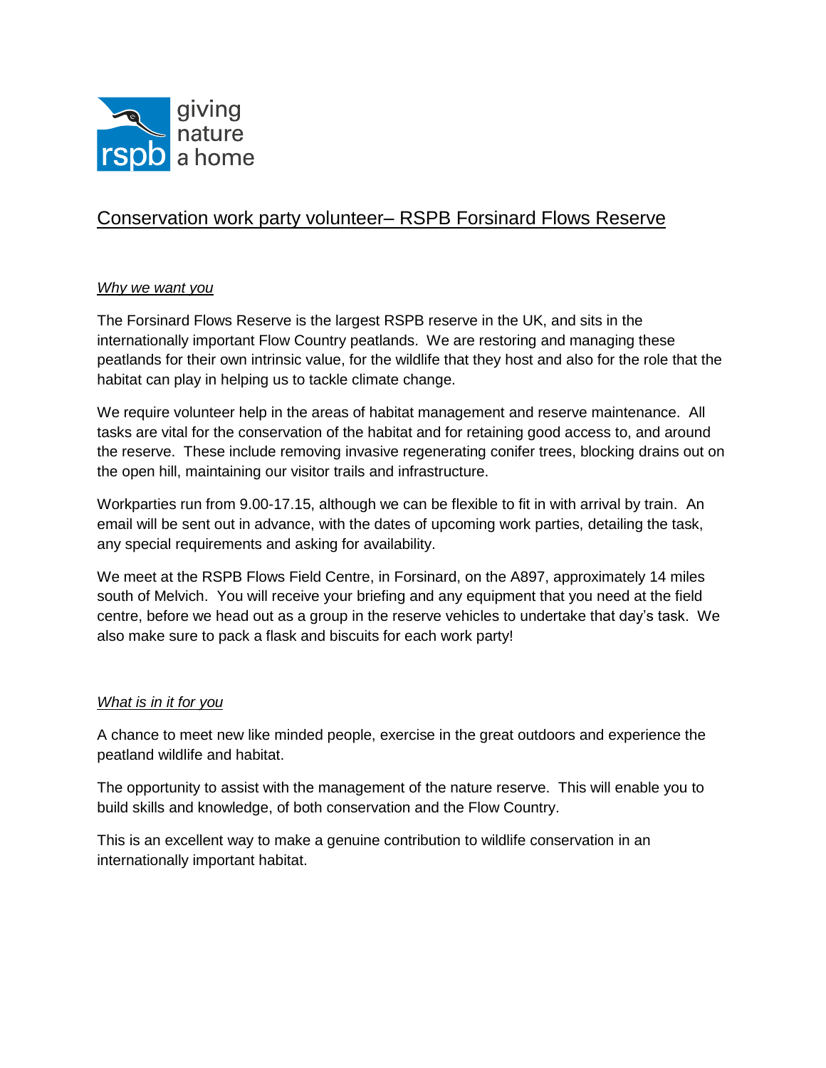giving nature a home

# Conservation work party volunteer– RSPB Forsinard Flows Reserve

## *Why we want you*

The Forsinard Flows Reserve is the largest RSPB reserve in the UK, and sits in the internationally important Flow Country peatlands. We are restoring and managing these peatlands for their own intrinsic value, for the wildlife that they host and also for the role that the habitat can play in helping us to tackle climate change.

We require volunteer help in the areas of habitat management and reserve maintenance. All tasks are vital for the conservation of the habitat and for retaining good access to, and around the reserve. These include removing invasive regenerating conifer trees, blocking drains out on the open hill, maintaining our visitor trails and infrastructure.

Workparties run from 9.00-17.15, although we can be flexible to fit in with arrival by train. An email will be sent out in advance, with the dates of upcoming work parties, detailing the task, any special requirements and asking for availability.

We meet at the RSPB Flows Field Centre, in Forsinard, on the A897, approximately 14 miles south of Melvich. You will receive your briefing and any equipment that you need at the field centre, before we head out as a group in the reserve vehicles to undertake that day's task. We also make sure to pack a flask and biscuits for each work party!

## *What is in it for you*

A chance to meet new like minded people, exercise in the great outdoors and experience the peatland wildlife and habitat.

The opportunity to assist with the management of the nature reserve. This will enable you to build skills and knowledge, of both conservation and the Flow Country.

This is an excellent way to make a genuine contribution to wildlife conservation in an internationally important habitat.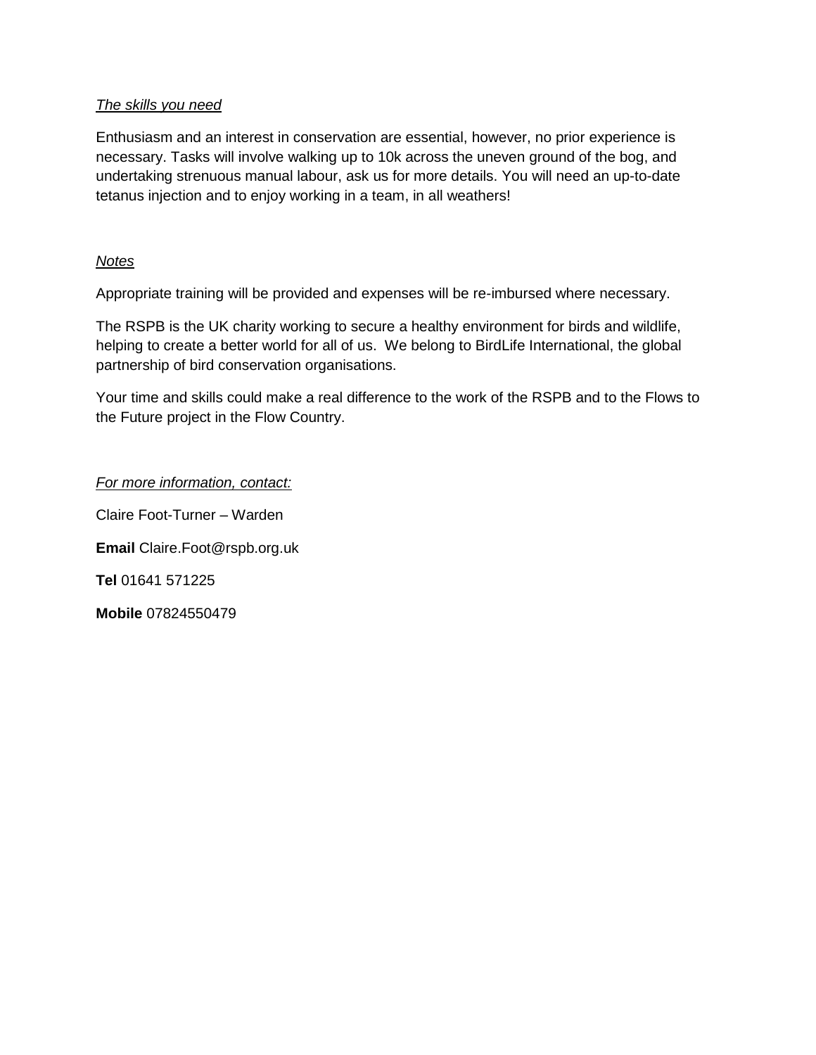*The skills you need*

Enthusiasm and an interest in conservation are essential, however, no prior experience is necessary. Tasks will involve walking up to 10k across the uneven ground of the bog, and undertaking strenuous manual labour, ask us for more details. You will need an up-to-date tetanus injection and to enjoy working in a team, in all weathers!

*Notes*

Appropriate training will be provided and expenses will be re-imbursed where necessary.

The RSPB is the UK charity working to secure a healthy environment for birds and wildlife, helping to create a better world for all of us. We belong to BirdLife International, the global partnership of bird conservation organisations.

Your time and skills could make a real difference to the work of the RSPB and to the Flows to the Future project in the Flow Country.

*For more information, contact:*

Claire Foot-Turner – Warden

**Email** Claire.Foot@rspb.org.uk

**Tel** 01641 571225

**Mobile** 07824550479